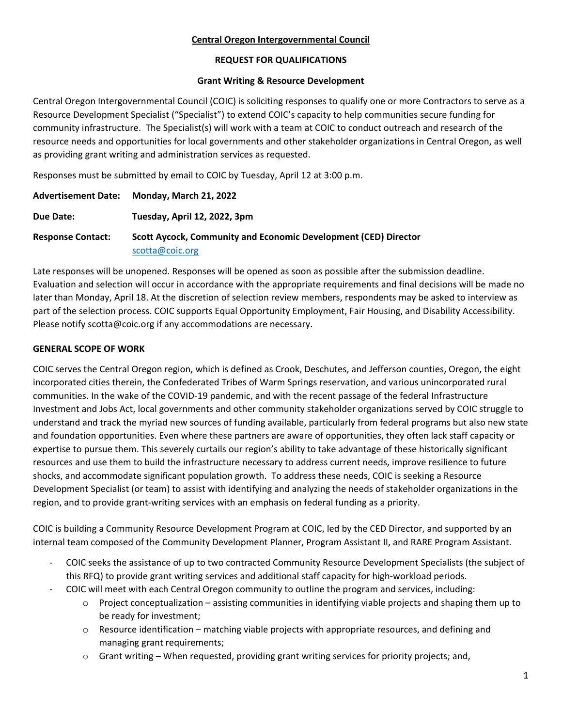**Central Oregon Intergovernmental Council**

**REQUEST FOR QUALIFICATIONS**

**Grant Writing & Resource Development**

Central Oregon Intergovernmental Council (COIC) is soliciting responses to qualify one or more Contractors to serve as a Resource Development Specialist ("Specialist") to extend COIC's capacity to help communities secure funding for community infrastructure. The Specialist(s) will work with a team at COIC to conduct outreach and research of the resource needs and opportunities for local governments and other stakeholder organizations in Central Oregon, as well as providing grant writing and administration services as requested.

Responses must be submitted by email to COIC by Tuesday, April 12 at 3:00 p.m.

**Advertisement Date:** **Monday, March 21, 2022**

**Due Date:** **Tuesday, April 12, 2022, 3pm**

**Response Contact:** **Scott Aycock, Community and Economic Development (CED) Director**
scotta@coic.org

Late responses will be unopened. Responses will be opened as soon as possible after the submission deadline. Evaluation and selection will occur in accordance with the appropriate requirements and final decisions will be made no later than Monday, April 18. At the discretion of selection review members, respondents may be asked to interview as part of the selection process. COIC supports Equal Opportunity Employment, Fair Housing, and Disability Accessibility. Please notify scotta@coic.org if any accommodations are necessary.

## GENERAL SCOPE OF WORK

COIC serves the Central Oregon region, which is defined as Crook, Deschutes, and Jefferson counties, Oregon, the eight incorporated cities therein, the Confederated Tribes of Warm Springs reservation, and various unincorporated rural communities. In the wake of the COVID-19 pandemic, and with the recent passage of the federal Infrastructure Investment and Jobs Act, local governments and other community stakeholder organizations served by COIC struggle to understand and track the myriad new sources of funding available, particularly from federal programs but also new state and foundation opportunities. Even where these partners are aware of opportunities, they often lack staff capacity or expertise to pursue them. This severely curtails our region's ability to take advantage of these historically significant resources and use them to build the infrastructure necessary to address current needs, improve resilience to future shocks, and accommodate significant population growth. To address these needs, COIC is seeking a Resource Development Specialist (or team) to assist with identifying and analyzing the needs of stakeholder organizations in the region, and to provide grant-writing services with an emphasis on federal funding as a priority.

COIC is building a Community Resource Development Program at COIC, led by the CED Director, and supported by an internal team composed of the Community Development Planner, Program Assistant II, and RARE Program Assistant.

- COIC seeks the assistance of up to two contracted Community Resource Development Specialists (the subject of this RFQ) to provide grant writing services and additional staff capacity for high-workload periods.
- COIC will meet with each Central Oregon community to outline the program and services, including:
  - Project conceptualization – assisting communities in identifying viable projects and shaping them up to be ready for investment;
  - Resource identification – matching viable projects with appropriate resources, and defining and managing grant requirements;
  - Grant writing – When requested, providing grant writing services for priority projects; and,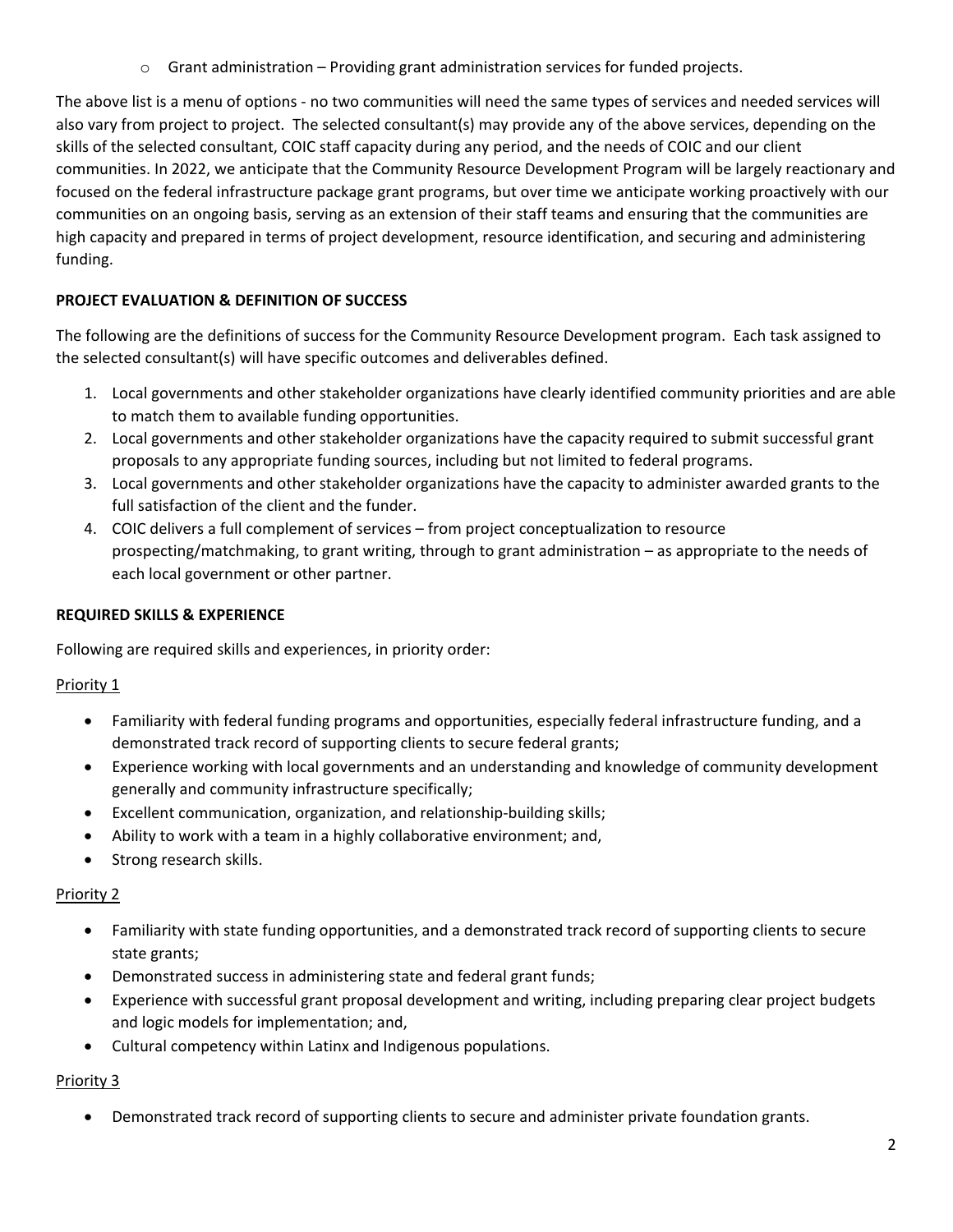- Grant administration – Providing grant administration services for funded projects.

The above list is a menu of options - no two communities will need the same types of services and needed services will also vary from project to project. The selected consultant(s) may provide any of the above services, depending on the skills of the selected consultant, COIC staff capacity during any period, and the needs of COIC and our client communities. In 2022, we anticipate that the Community Resource Development Program will be largely reactionary and focused on the federal infrastructure package grant programs, but over time we anticipate working proactively with our communities on an ongoing basis, serving as an extension of their staff teams and ensuring that the communities are high capacity and prepared in terms of project development, resource identification, and securing and administering funding.

**PROJECT EVALUATION & DEFINITION OF SUCCESS**

The following are the definitions of success for the Community Resource Development program. Each task assigned to the selected consultant(s) will have specific outcomes and deliverables defined.

1. Local governments and other stakeholder organizations have clearly identified community priorities and are able to match them to available funding opportunities.
2. Local governments and other stakeholder organizations have the capacity required to submit successful grant proposals to any appropriate funding sources, including but not limited to federal programs.
3. Local governments and other stakeholder organizations have the capacity to administer awarded grants to the full satisfaction of the client and the funder.
4. COIC delivers a full complement of services – from project conceptualization to resource prospecting/matchmaking, to grant writing, through to grant administration – as appropriate to the needs of each local government or other partner.

**REQUIRED SKILLS & EXPERIENCE**

Following are required skills and experiences, in priority order:

Priority 1

- Familiarity with federal funding programs and opportunities, especially federal infrastructure funding, and a demonstrated track record of supporting clients to secure federal grants;
- Experience working with local governments and an understanding and knowledge of community development generally and community infrastructure specifically;
- Excellent communication, organization, and relationship-building skills;
- Ability to work with a team in a highly collaborative environment; and,
- Strong research skills.

Priority 2

- Familiarity with state funding opportunities, and a demonstrated track record of supporting clients to secure state grants;
- Demonstrated success in administering state and federal grant funds;
- Experience with successful grant proposal development and writing, including preparing clear project budgets and logic models for implementation; and,
- Cultural competency within Latinx and Indigenous populations.

Priority 3

- Demonstrated track record of supporting clients to secure and administer private foundation grants.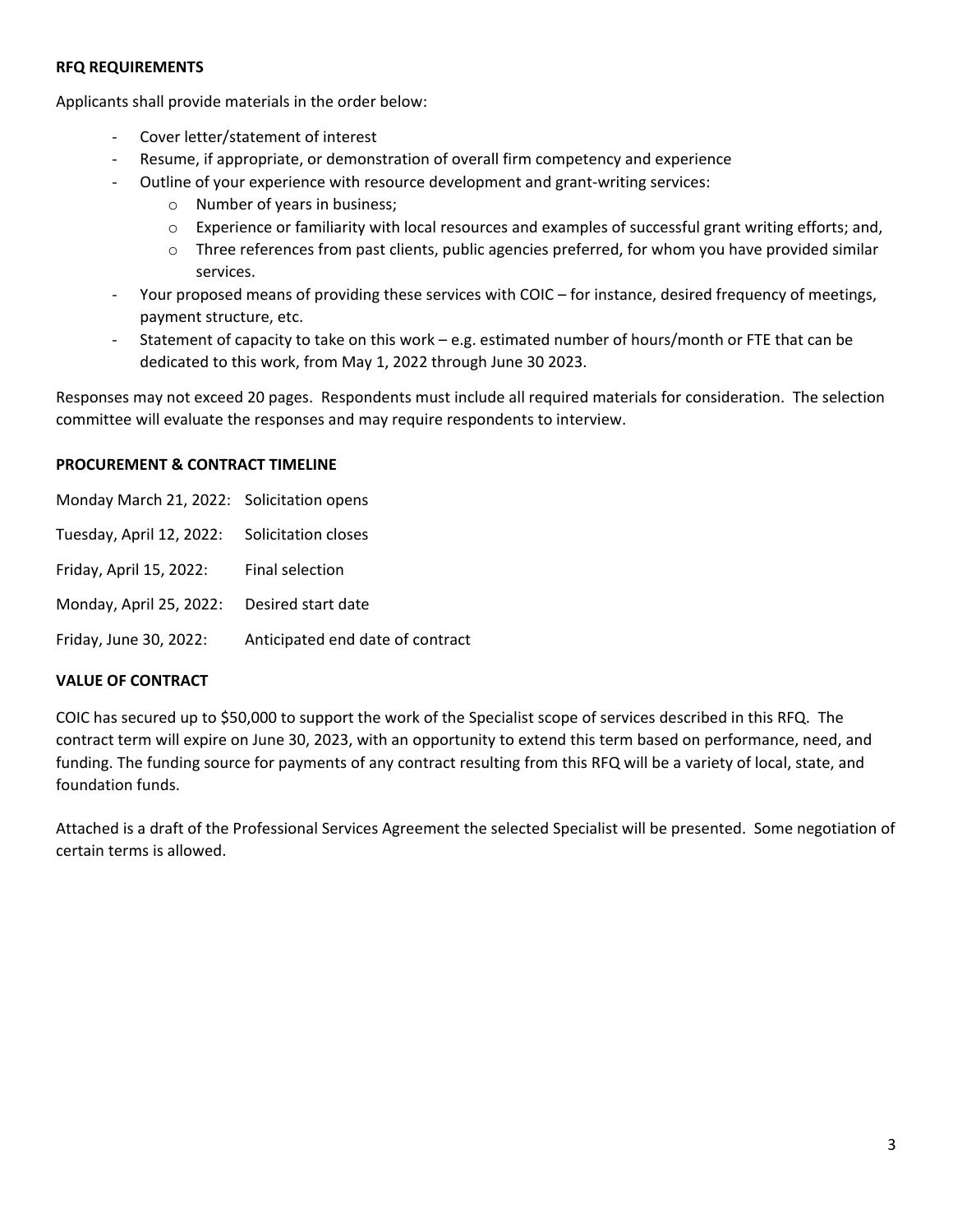**RFQ REQUIREMENTS**

Applicants shall provide materials in the order below:

- Cover letter/statement of interest
- Resume, if appropriate, or demonstration of overall firm competency and experience
- Outline of your experience with resource development and grant-writing services:
  - Number of years in business;
  - Experience or familiarity with local resources and examples of successful grant writing efforts; and,
  - Three references from past clients, public agencies preferred, for whom you have provided similar services.
- Your proposed means of providing these services with COIC – for instance, desired frequency of meetings, payment structure, etc.
- Statement of capacity to take on this work – e.g. estimated number of hours/month or FTE that can be dedicated to this work, from May 1, 2022 through June 30 2023.

Responses may not exceed 20 pages. Respondents must include all required materials for consideration. The selection committee will evaluate the responses and may require respondents to interview.

**PROCUREMENT & CONTRACT TIMELINE**

| | |
|---|---|
| Monday March 21, 2022: | Solicitation opens |
| Tuesday, April 12, 2022: | Solicitation closes |
| Friday, April 15, 2022: | Final selection |
| Monday, April 25, 2022: | Desired start date |
| Friday, June 30, 2022: | Anticipated end date of contract |

**VALUE OF CONTRACT**

COIC has secured up to $50,000 to support the work of the Specialist scope of services described in this RFQ. The contract term will expire on June 30, 2023, with an opportunity to extend this term based on performance, need, and funding. The funding source for payments of any contract resulting from this RFQ will be a variety of local, state, and foundation funds.

Attached is a draft of the Professional Services Agreement the selected Specialist will be presented. Some negotiation of certain terms is allowed.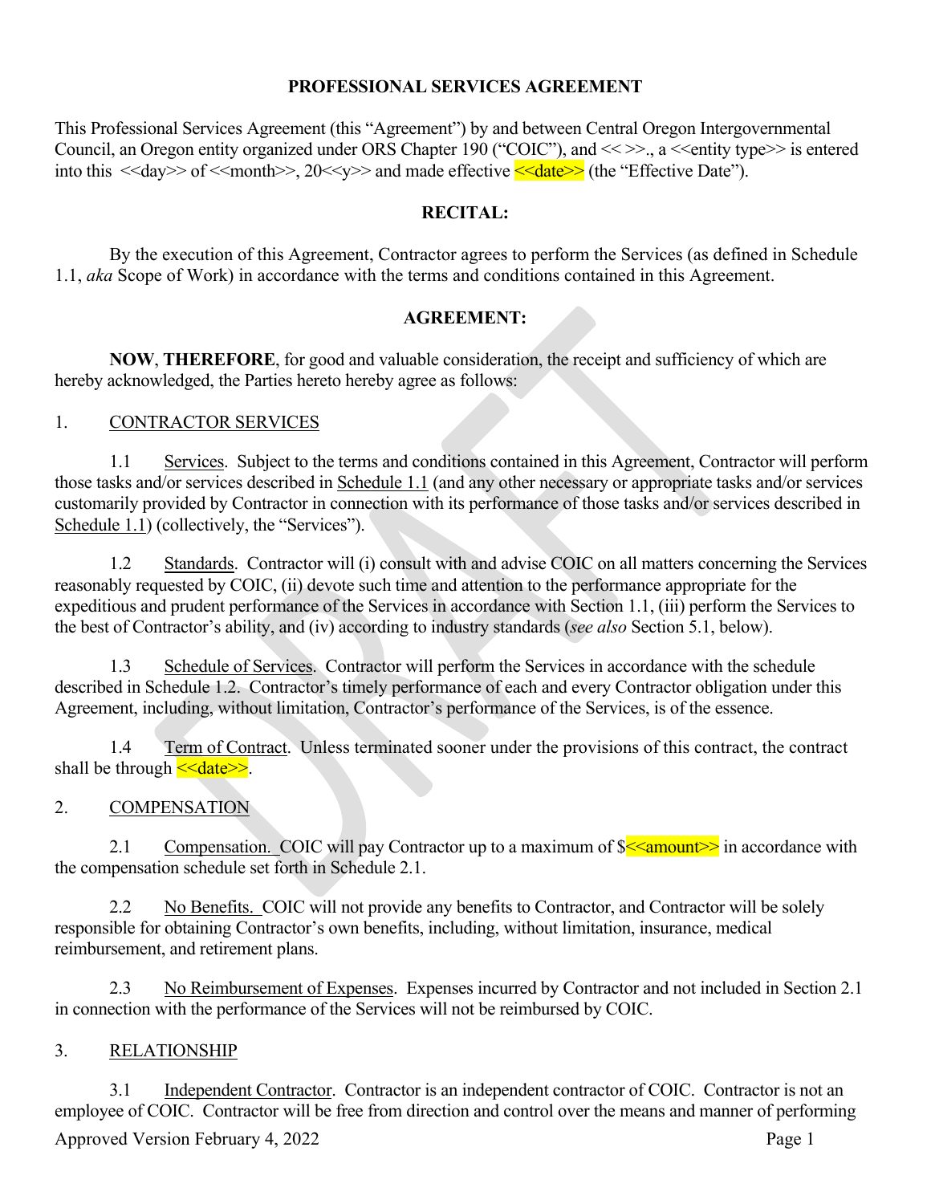# PROFESSIONAL SERVICES AGREEMENT

This Professional Services Agreement (this "Agreement") by and between Central Oregon Intergovernmental Council, an Oregon entity organized under ORS Chapter 190 ("COIC"), and << >>., a <<entity type>> is entered into this <<day>> of <<month>>, 20<<y>> and made effective <<date>> (the "Effective Date").

## RECITAL:

By the execution of this Agreement, Contractor agrees to perform the Services (as defined in Schedule 1.1, *aka* Scope of Work) in accordance with the terms and conditions contained in this Agreement.

## AGREEMENT:

**NOW**, **THEREFORE**, for good and valuable consideration, the receipt and sufficiency of which are hereby acknowledged, the Parties hereto hereby agree as follows:

1. CONTRACTOR SERVICES

1.1 Services. Subject to the terms and conditions contained in this Agreement, Contractor will perform those tasks and/or services described in Schedule 1.1 (and any other necessary or appropriate tasks and/or services customarily provided by Contractor in connection with its performance of those tasks and/or services described in Schedule 1.1) (collectively, the "Services").

1.2 Standards. Contractor will (i) consult with and advise COIC on all matters concerning the Services reasonably requested by COIC, (ii) devote such time and attention to the performance appropriate for the expeditious and prudent performance of the Services in accordance with Section 1.1, (iii) perform the Services to the best of Contractor's ability, and (iv) according to industry standards (*see also* Section 5.1, below).

1.3 Schedule of Services. Contractor will perform the Services in accordance with the schedule described in Schedule 1.2. Contractor's timely performance of each and every Contractor obligation under this Agreement, including, without limitation, Contractor's performance of the Services, is of the essence.

1.4 Term of Contract. Unless terminated sooner under the provisions of this contract, the contract shall be through <<date>>.

2. COMPENSATION

2.1 Compensation. COIC will pay Contractor up to a maximum of $<<amount>> in accordance with the compensation schedule set forth in Schedule 2.1.

2.2 No Benefits. COIC will not provide any benefits to Contractor, and Contractor will be solely responsible for obtaining Contractor's own benefits, including, without limitation, insurance, medical reimbursement, and retirement plans.

2.3 No Reimbursement of Expenses. Expenses incurred by Contractor and not included in Section 2.1 in connection with the performance of the Services will not be reimbursed by COIC.

3. RELATIONSHIP

3.1 Independent Contractor. Contractor is an independent contractor of COIC. Contractor is not an employee of COIC. Contractor will be free from direction and control over the means and manner of performing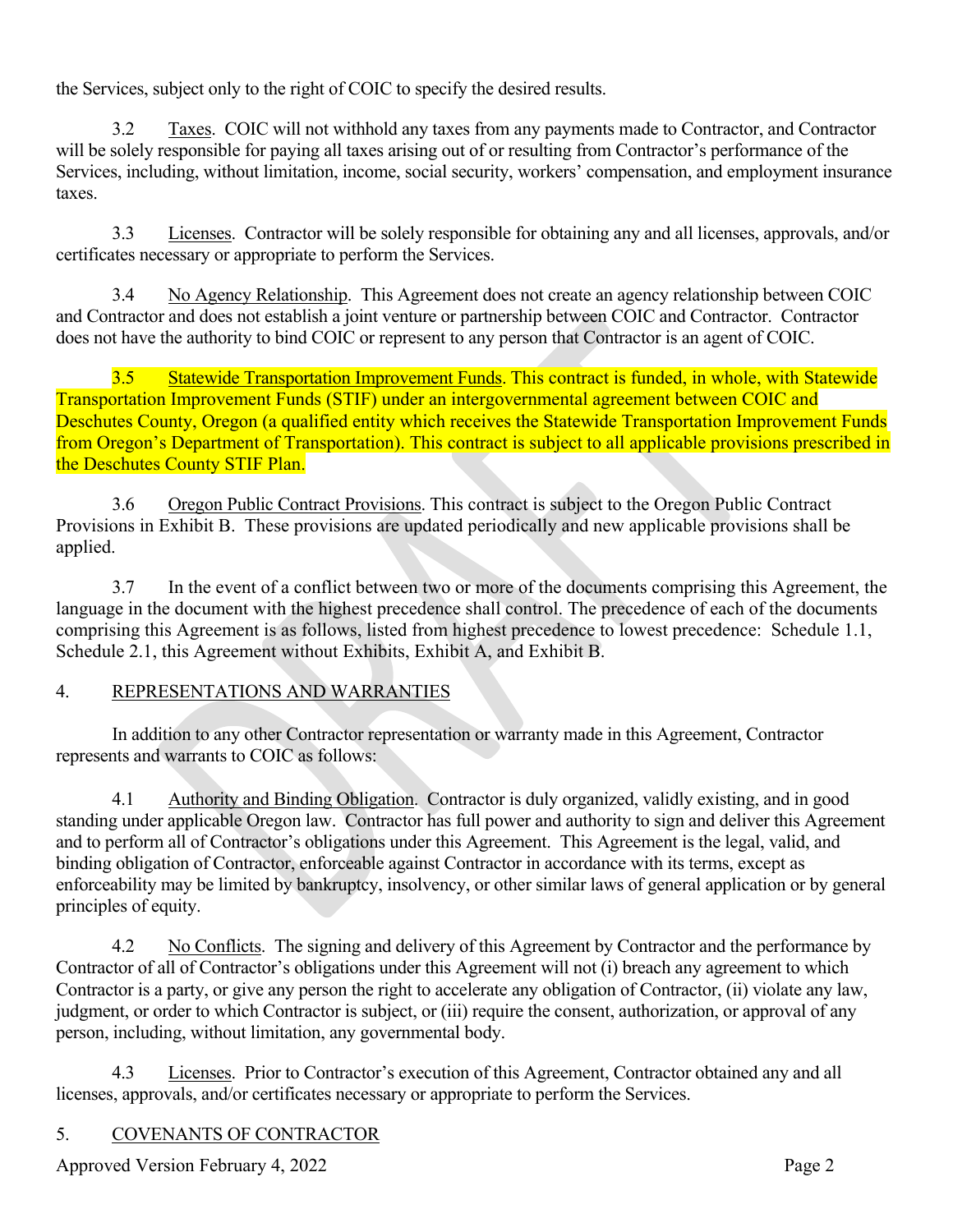the Services, subject only to the right of COIC to specify the desired results.

3.2 Taxes. COIC will not withhold any taxes from any payments made to Contractor, and Contractor will be solely responsible for paying all taxes arising out of or resulting from Contractor's performance of the Services, including, without limitation, income, social security, workers' compensation, and employment insurance taxes.

3.3 Licenses. Contractor will be solely responsible for obtaining any and all licenses, approvals, and/or certificates necessary or appropriate to perform the Services.

3.4 No Agency Relationship. This Agreement does not create an agency relationship between COIC and Contractor and does not establish a joint venture or partnership between COIC and Contractor. Contractor does not have the authority to bind COIC or represent to any person that Contractor is an agent of COIC.

3.5 Statewide Transportation Improvement Funds. This contract is funded, in whole, with Statewide Transportation Improvement Funds (STIF) under an intergovernmental agreement between COIC and Deschutes County, Oregon (a qualified entity which receives the Statewide Transportation Improvement Funds from Oregon's Department of Transportation). This contract is subject to all applicable provisions prescribed in the Deschutes County STIF Plan.

3.6 Oregon Public Contract Provisions. This contract is subject to the Oregon Public Contract Provisions in Exhibit B. These provisions are updated periodically and new applicable provisions shall be applied.

3.7 In the event of a conflict between two or more of the documents comprising this Agreement, the language in the document with the highest precedence shall control. The precedence of each of the documents comprising this Agreement is as follows, listed from highest precedence to lowest precedence: Schedule 1.1, Schedule 2.1, this Agreement without Exhibits, Exhibit A, and Exhibit B.

## 4. REPRESENTATIONS AND WARRANTIES

In addition to any other Contractor representation or warranty made in this Agreement, Contractor represents and warrants to COIC as follows:

4.1 Authority and Binding Obligation. Contractor is duly organized, validly existing, and in good standing under applicable Oregon law. Contractor has full power and authority to sign and deliver this Agreement and to perform all of Contractor's obligations under this Agreement. This Agreement is the legal, valid, and binding obligation of Contractor, enforceable against Contractor in accordance with its terms, except as enforceability may be limited by bankruptcy, insolvency, or other similar laws of general application or by general principles of equity.

4.2 No Conflicts. The signing and delivery of this Agreement by Contractor and the performance by Contractor of all of Contractor's obligations under this Agreement will not (i) breach any agreement to which Contractor is a party, or give any person the right to accelerate any obligation of Contractor, (ii) violate any law, judgment, or order to which Contractor is subject, or (iii) require the consent, authorization, or approval of any person, including, without limitation, any governmental body.

4.3 Licenses. Prior to Contractor's execution of this Agreement, Contractor obtained any and all licenses, approvals, and/or certificates necessary or appropriate to perform the Services.

## 5. COVENANTS OF CONTRACTOR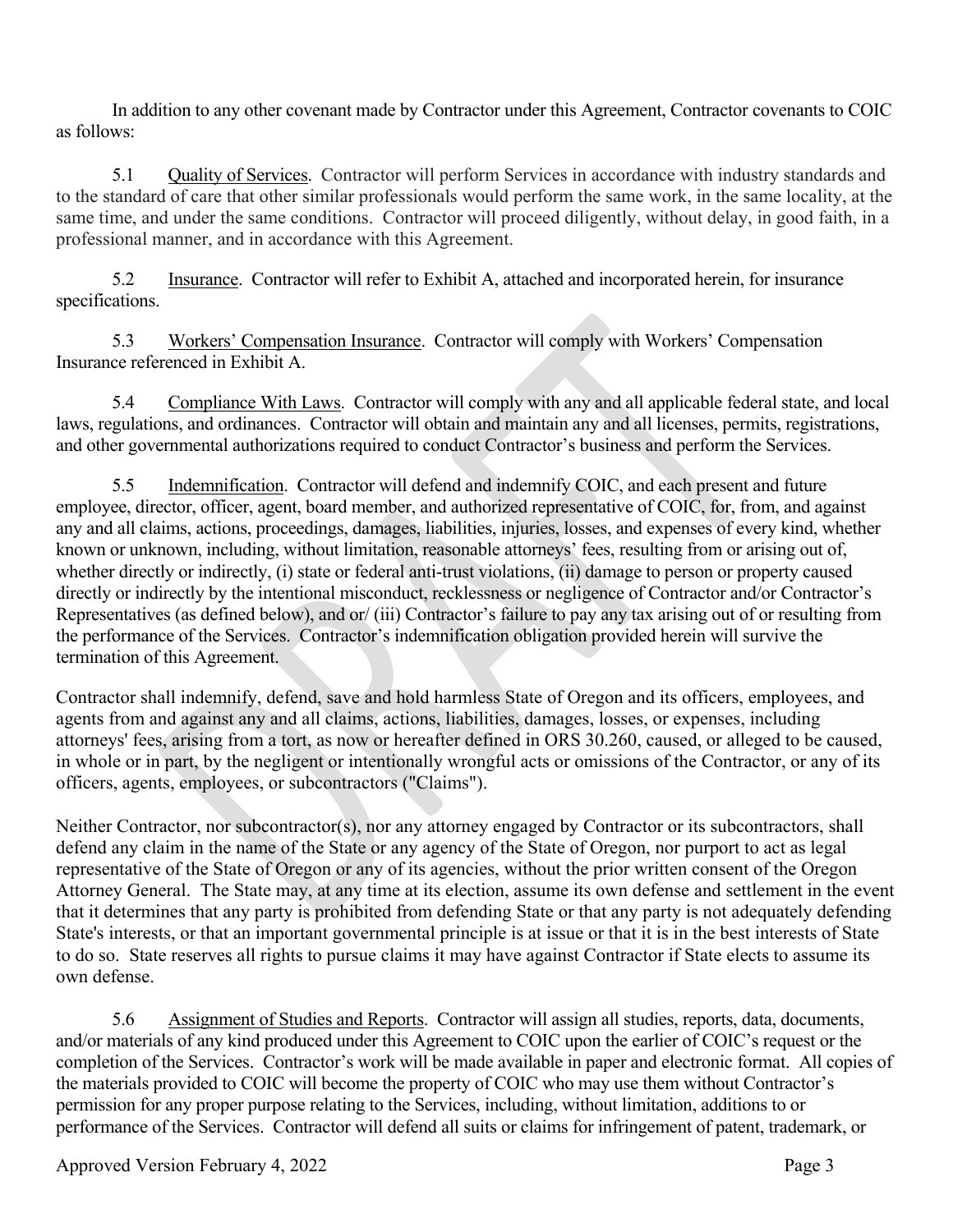In addition to any other covenant made by Contractor under this Agreement, Contractor covenants to COIC as follows:

5.1 Quality of Services. Contractor will perform Services in accordance with industry standards and to the standard of care that other similar professionals would perform the same work, in the same locality, at the same time, and under the same conditions. Contractor will proceed diligently, without delay, in good faith, in a professional manner, and in accordance with this Agreement.

5.2 Insurance. Contractor will refer to Exhibit A, attached and incorporated herein, for insurance specifications.

5.3 Workers' Compensation Insurance. Contractor will comply with Workers' Compensation Insurance referenced in Exhibit A.

5.4 Compliance With Laws. Contractor will comply with any and all applicable federal state, and local laws, regulations, and ordinances. Contractor will obtain and maintain any and all licenses, permits, registrations, and other governmental authorizations required to conduct Contractor's business and perform the Services.

5.5 Indemnification. Contractor will defend and indemnify COIC, and each present and future employee, director, officer, agent, board member, and authorized representative of COIC, for, from, and against any and all claims, actions, proceedings, damages, liabilities, injuries, losses, and expenses of every kind, whether known or unknown, including, without limitation, reasonable attorneys' fees, resulting from or arising out of, whether directly or indirectly, (i) state or federal anti-trust violations, (ii) damage to person or property caused directly or indirectly by the intentional misconduct, recklessness or negligence of Contractor and/or Contractor's Representatives (as defined below), and or/ (iii) Contractor's failure to pay any tax arising out of or resulting from the performance of the Services. Contractor's indemnification obligation provided herein will survive the termination of this Agreement.

Contractor shall indemnify, defend, save and hold harmless State of Oregon and its officers, employees, and agents from and against any and all claims, actions, liabilities, damages, losses, or expenses, including attorneys' fees, arising from a tort, as now or hereafter defined in ORS 30.260, caused, or alleged to be caused, in whole or in part, by the negligent or intentionally wrongful acts or omissions of the Contractor, or any of its officers, agents, employees, or subcontractors ("Claims").

Neither Contractor, nor subcontractor(s), nor any attorney engaged by Contractor or its subcontractors, shall defend any claim in the name of the State or any agency of the State of Oregon, nor purport to act as legal representative of the State of Oregon or any of its agencies, without the prior written consent of the Oregon Attorney General. The State may, at any time at its election, assume its own defense and settlement in the event that it determines that any party is prohibited from defending State or that any party is not adequately defending State's interests, or that an important governmental principle is at issue or that it is in the best interests of State to do so. State reserves all rights to pursue claims it may have against Contractor if State elects to assume its own defense.

5.6 Assignment of Studies and Reports. Contractor will assign all studies, reports, data, documents, and/or materials of any kind produced under this Agreement to COIC upon the earlier of COIC's request or the completion of the Services. Contractor's work will be made available in paper and electronic format. All copies of the materials provided to COIC will become the property of COIC who may use them without Contractor's permission for any proper purpose relating to the Services, including, without limitation, additions to or performance of the Services. Contractor will defend all suits or claims for infringement of patent, trademark, or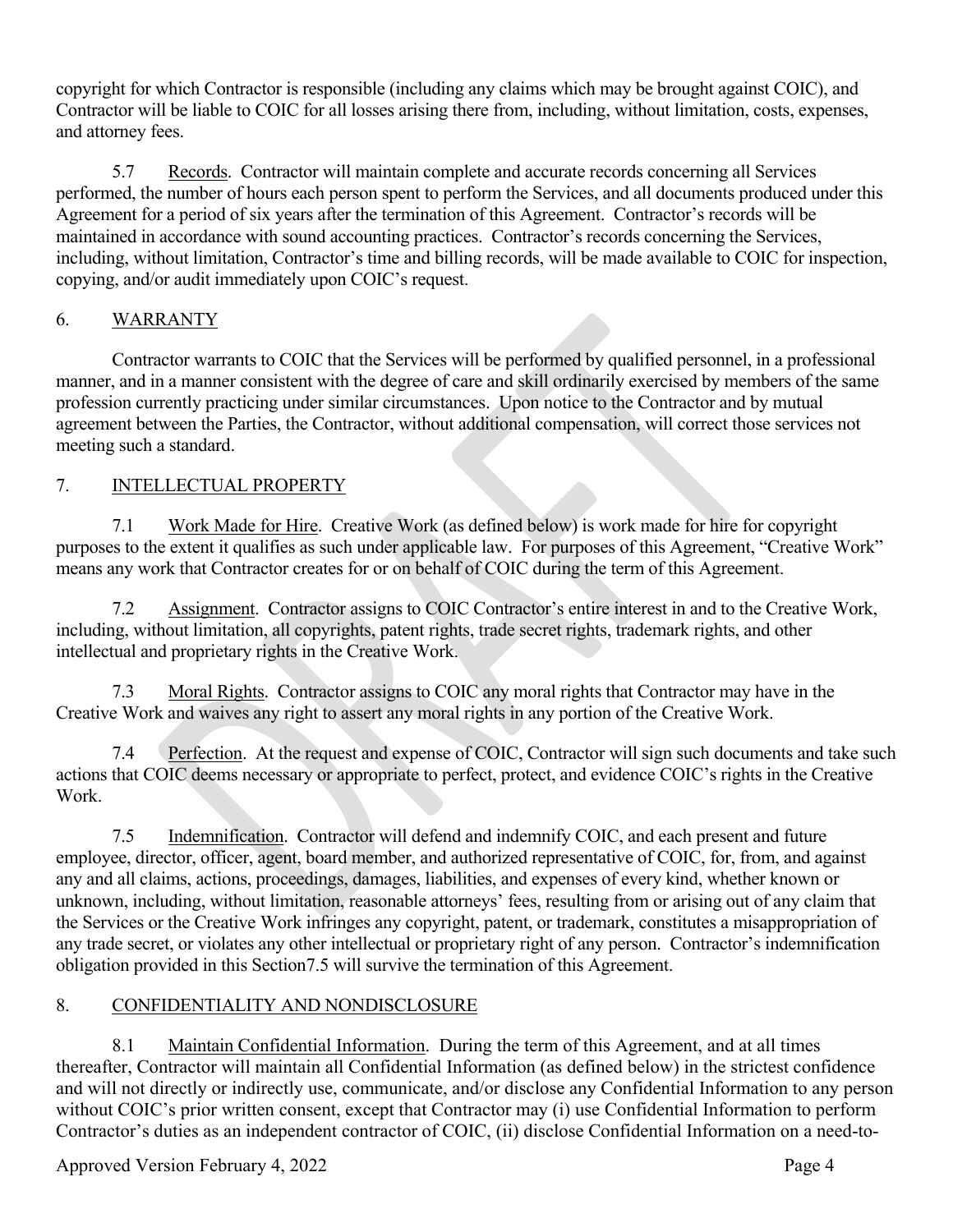copyright for which Contractor is responsible (including any claims which may be brought against COIC), and Contractor will be liable to COIC for all losses arising there from, including, without limitation, costs, expenses, and attorney fees.

5.7 Records. Contractor will maintain complete and accurate records concerning all Services performed, the number of hours each person spent to perform the Services, and all documents produced under this Agreement for a period of six years after the termination of this Agreement. Contractor's records will be maintained in accordance with sound accounting practices. Contractor's records concerning the Services, including, without limitation, Contractor's time and billing records, will be made available to COIC for inspection, copying, and/or audit immediately upon COIC's request.

## 6. WARRANTY

Contractor warrants to COIC that the Services will be performed by qualified personnel, in a professional manner, and in a manner consistent with the degree of care and skill ordinarily exercised by members of the same profession currently practicing under similar circumstances. Upon notice to the Contractor and by mutual agreement between the Parties, the Contractor, without additional compensation, will correct those services not meeting such a standard.

## 7. INTELLECTUAL PROPERTY

7.1 Work Made for Hire. Creative Work (as defined below) is work made for hire for copyright purposes to the extent it qualifies as such under applicable law. For purposes of this Agreement, "Creative Work" means any work that Contractor creates for or on behalf of COIC during the term of this Agreement.

7.2 Assignment. Contractor assigns to COIC Contractor's entire interest in and to the Creative Work, including, without limitation, all copyrights, patent rights, trade secret rights, trademark rights, and other intellectual and proprietary rights in the Creative Work.

7.3 Moral Rights. Contractor assigns to COIC any moral rights that Contractor may have in the Creative Work and waives any right to assert any moral rights in any portion of the Creative Work.

7.4 Perfection. At the request and expense of COIC, Contractor will sign such documents and take such actions that COIC deems necessary or appropriate to perfect, protect, and evidence COIC's rights in the Creative Work.

7.5 Indemnification. Contractor will defend and indemnify COIC, and each present and future employee, director, officer, agent, board member, and authorized representative of COIC, for, from, and against any and all claims, actions, proceedings, damages, liabilities, and expenses of every kind, whether known or unknown, including, without limitation, reasonable attorneys' fees, resulting from or arising out of any claim that the Services or the Creative Work infringes any copyright, patent, or trademark, constitutes a misappropriation of any trade secret, or violates any other intellectual or proprietary right of any person. Contractor's indemnification obligation provided in this Section7.5 will survive the termination of this Agreement.

## 8. CONFIDENTIALITY AND NONDISCLOSURE

8.1 Maintain Confidential Information. During the term of this Agreement, and at all times thereafter, Contractor will maintain all Confidential Information (as defined below) in the strictest confidence and will not directly or indirectly use, communicate, and/or disclose any Confidential Information to any person without COIC's prior written consent, except that Contractor may (i) use Confidential Information to perform Contractor's duties as an independent contractor of COIC, (ii) disclose Confidential Information on a need-to-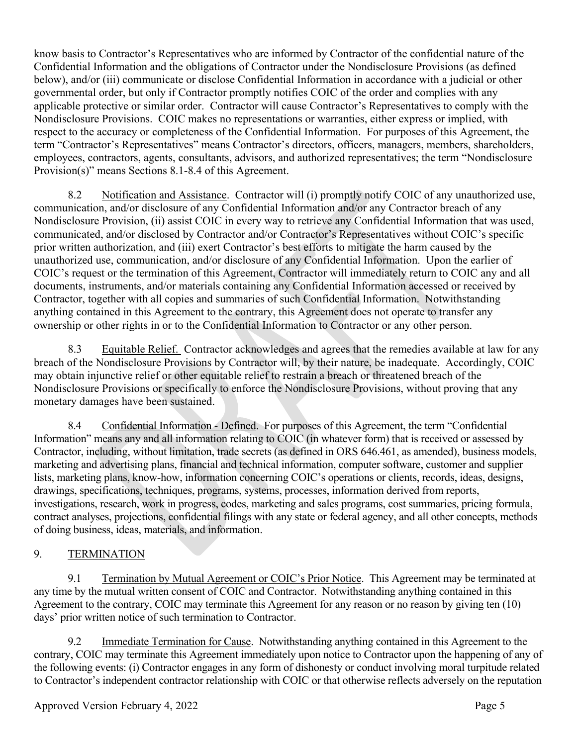know basis to Contractor's Representatives who are informed by Contractor of the confidential nature of the Confidential Information and the obligations of Contractor under the Nondisclosure Provisions (as defined below), and/or (iii) communicate or disclose Confidential Information in accordance with a judicial or other governmental order, but only if Contractor promptly notifies COIC of the order and complies with any applicable protective or similar order. Contractor will cause Contractor's Representatives to comply with the Nondisclosure Provisions. COIC makes no representations or warranties, either express or implied, with respect to the accuracy or completeness of the Confidential Information. For purposes of this Agreement, the term "Contractor's Representatives" means Contractor's directors, officers, managers, members, shareholders, employees, contractors, agents, consultants, advisors, and authorized representatives; the term "Nondisclosure Provision(s)" means Sections 8.1-8.4 of this Agreement.

8.2 Notification and Assistance. Contractor will (i) promptly notify COIC of any unauthorized use, communication, and/or disclosure of any Confidential Information and/or any Contractor breach of any Nondisclosure Provision, (ii) assist COIC in every way to retrieve any Confidential Information that was used, communicated, and/or disclosed by Contractor and/or Contractor's Representatives without COIC's specific prior written authorization, and (iii) exert Contractor's best efforts to mitigate the harm caused by the unauthorized use, communication, and/or disclosure of any Confidential Information. Upon the earlier of COIC's request or the termination of this Agreement, Contractor will immediately return to COIC any and all documents, instruments, and/or materials containing any Confidential Information accessed or received by Contractor, together with all copies and summaries of such Confidential Information. Notwithstanding anything contained in this Agreement to the contrary, this Agreement does not operate to transfer any ownership or other rights in or to the Confidential Information to Contractor or any other person.

8.3 Equitable Relief. Contractor acknowledges and agrees that the remedies available at law for any breach of the Nondisclosure Provisions by Contractor will, by their nature, be inadequate. Accordingly, COIC may obtain injunctive relief or other equitable relief to restrain a breach or threatened breach of the Nondisclosure Provisions or specifically to enforce the Nondisclosure Provisions, without proving that any monetary damages have been sustained.

8.4 Confidential Information - Defined. For purposes of this Agreement, the term "Confidential Information" means any and all information relating to COIC (in whatever form) that is received or assessed by Contractor, including, without limitation, trade secrets (as defined in ORS 646.461, as amended), business models, marketing and advertising plans, financial and technical information, computer software, customer and supplier lists, marketing plans, know-how, information concerning COIC's operations or clients, records, ideas, designs, drawings, specifications, techniques, programs, systems, processes, information derived from reports, investigations, research, work in progress, codes, marketing and sales programs, cost summaries, pricing formula, contract analyses, projections, confidential filings with any state or federal agency, and all other concepts, methods of doing business, ideas, materials, and information.

## 9. TERMINATION

9.1 Termination by Mutual Agreement or COIC's Prior Notice. This Agreement may be terminated at any time by the mutual written consent of COIC and Contractor. Notwithstanding anything contained in this Agreement to the contrary, COIC may terminate this Agreement for any reason or no reason by giving ten (10) days' prior written notice of such termination to Contractor.

9.2 Immediate Termination for Cause. Notwithstanding anything contained in this Agreement to the contrary, COIC may terminate this Agreement immediately upon notice to Contractor upon the happening of any of the following events: (i) Contractor engages in any form of dishonesty or conduct involving moral turpitude related to Contractor's independent contractor relationship with COIC or that otherwise reflects adversely on the reputation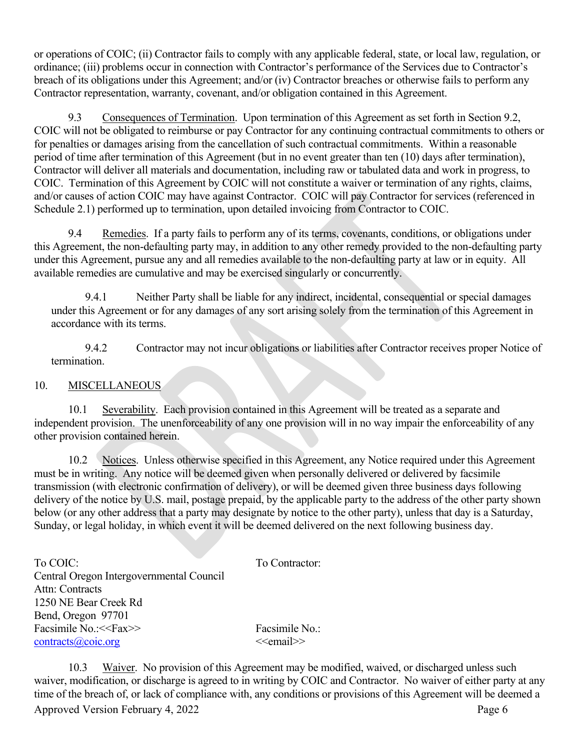or operations of COIC; (ii) Contractor fails to comply with any applicable federal, state, or local law, regulation, or ordinance; (iii) problems occur in connection with Contractor's performance of the Services due to Contractor's breach of its obligations under this Agreement; and/or (iv) Contractor breaches or otherwise fails to perform any Contractor representation, warranty, covenant, and/or obligation contained in this Agreement.

9.3 Consequences of Termination. Upon termination of this Agreement as set forth in Section 9.2, COIC will not be obligated to reimburse or pay Contractor for any continuing contractual commitments to others or for penalties or damages arising from the cancellation of such contractual commitments. Within a reasonable period of time after termination of this Agreement (but in no event greater than ten (10) days after termination), Contractor will deliver all materials and documentation, including raw or tabulated data and work in progress, to COIC. Termination of this Agreement by COIC will not constitute a waiver or termination of any rights, claims, and/or causes of action COIC may have against Contractor. COIC will pay Contractor for services (referenced in Schedule 2.1) performed up to termination, upon detailed invoicing from Contractor to COIC.

9.4 Remedies. If a party fails to perform any of its terms, covenants, conditions, or obligations under this Agreement, the non-defaulting party may, in addition to any other remedy provided to the non-defaulting party under this Agreement, pursue any and all remedies available to the non-defaulting party at law or in equity. All available remedies are cumulative and may be exercised singularly or concurrently.

9.4.1 Neither Party shall be liable for any indirect, incidental, consequential or special damages under this Agreement or for any damages of any sort arising solely from the termination of this Agreement in accordance with its terms.

9.4.2 Contractor may not incur obligations or liabilities after Contractor receives proper Notice of termination.

## 10. MISCELLANEOUS

10.1 Severability. Each provision contained in this Agreement will be treated as a separate and independent provision. The unenforceability of any one provision will in no way impair the enforceability of any other provision contained herein.

10.2 Notices. Unless otherwise specified in this Agreement, any Notice required under this Agreement must be in writing. Any notice will be deemed given when personally delivered or delivered by facsimile transmission (with electronic confirmation of delivery), or will be deemed given three business days following delivery of the notice by U.S. mail, postage prepaid, by the applicable party to the address of the other party shown below (or any other address that a party may designate by notice to the other party), unless that day is a Saturday, Sunday, or legal holiday, in which event it will be deemed delivered on the next following business day.

To COIC:
Central Oregon Intergovernmental Council
Attn: Contracts
1250 NE Bear Creek Rd
Bend, Oregon 97701
Facsimile No.:<<Fax>>
contracts@coic.org

To Contractor:

Facsimile No.:
<<email>>

10.3 Waiver. No provision of this Agreement may be modified, waived, or discharged unless such waiver, modification, or discharge is agreed to in writing by COIC and Contractor. No waiver of either party at any time of the breach of, or lack of compliance with, any conditions or provisions of this Agreement will be deemed a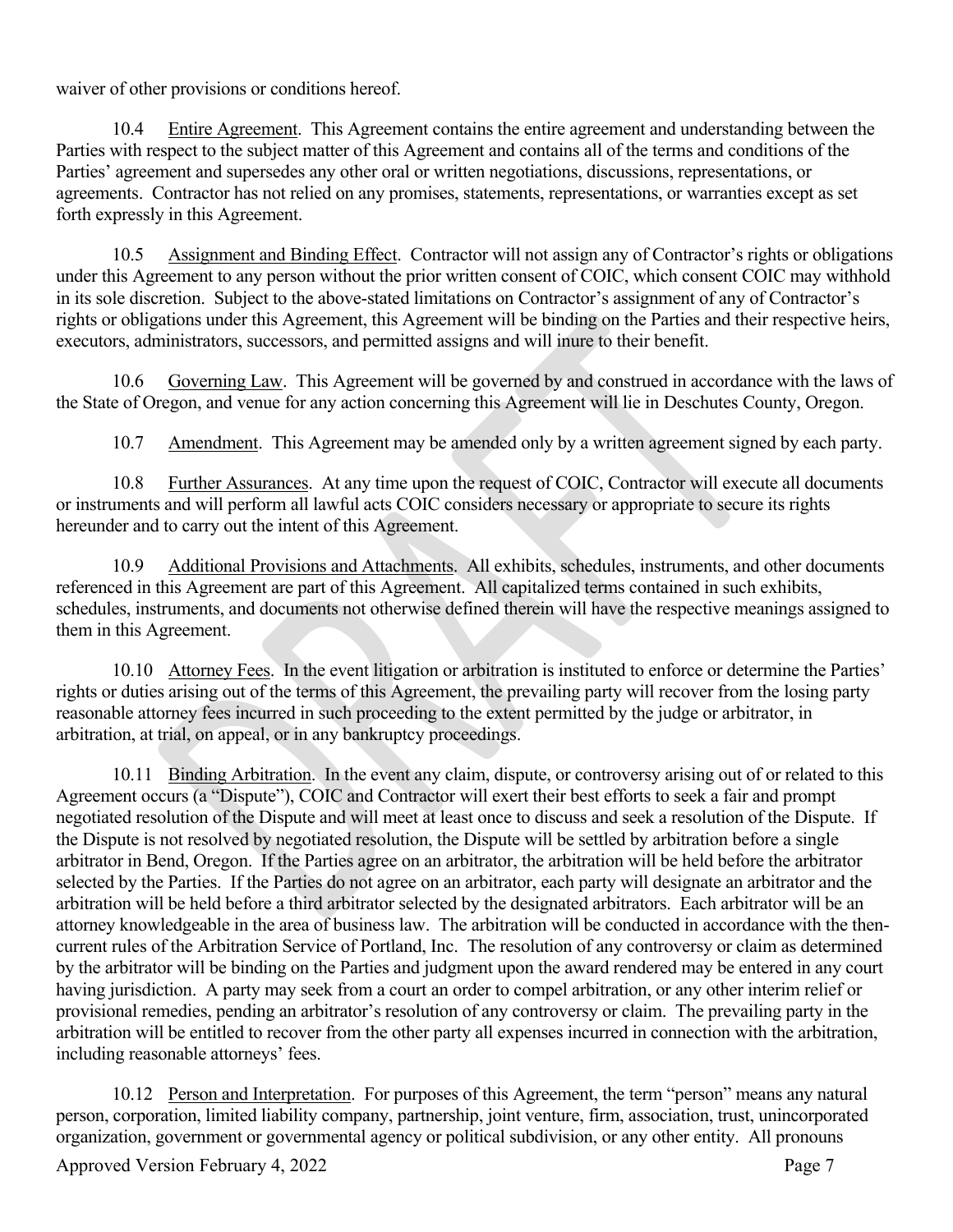waiver of other provisions or conditions hereof.

10.4 Entire Agreement. This Agreement contains the entire agreement and understanding between the Parties with respect to the subject matter of this Agreement and contains all of the terms and conditions of the Parties' agreement and supersedes any other oral or written negotiations, discussions, representations, or agreements. Contractor has not relied on any promises, statements, representations, or warranties except as set forth expressly in this Agreement.

10.5 Assignment and Binding Effect. Contractor will not assign any of Contractor's rights or obligations under this Agreement to any person without the prior written consent of COIC, which consent COIC may withhold in its sole discretion. Subject to the above-stated limitations on Contractor's assignment of any of Contractor's rights or obligations under this Agreement, this Agreement will be binding on the Parties and their respective heirs, executors, administrators, successors, and permitted assigns and will inure to their benefit.

10.6 Governing Law. This Agreement will be governed by and construed in accordance with the laws of the State of Oregon, and venue for any action concerning this Agreement will lie in Deschutes County, Oregon.

10.7 Amendment. This Agreement may be amended only by a written agreement signed by each party.

10.8 Further Assurances. At any time upon the request of COIC, Contractor will execute all documents or instruments and will perform all lawful acts COIC considers necessary or appropriate to secure its rights hereunder and to carry out the intent of this Agreement.

10.9 Additional Provisions and Attachments. All exhibits, schedules, instruments, and other documents referenced in this Agreement are part of this Agreement. All capitalized terms contained in such exhibits, schedules, instruments, and documents not otherwise defined therein will have the respective meanings assigned to them in this Agreement.

10.10 Attorney Fees. In the event litigation or arbitration is instituted to enforce or determine the Parties' rights or duties arising out of the terms of this Agreement, the prevailing party will recover from the losing party reasonable attorney fees incurred in such proceeding to the extent permitted by the judge or arbitrator, in arbitration, at trial, on appeal, or in any bankruptcy proceedings.

10.11 Binding Arbitration. In the event any claim, dispute, or controversy arising out of or related to this Agreement occurs (a "Dispute"), COIC and Contractor will exert their best efforts to seek a fair and prompt negotiated resolution of the Dispute and will meet at least once to discuss and seek a resolution of the Dispute. If the Dispute is not resolved by negotiated resolution, the Dispute will be settled by arbitration before a single arbitrator in Bend, Oregon. If the Parties agree on an arbitrator, the arbitration will be held before the arbitrator selected by the Parties. If the Parties do not agree on an arbitrator, each party will designate an arbitrator and the arbitration will be held before a third arbitrator selected by the designated arbitrators. Each arbitrator will be an attorney knowledgeable in the area of business law. The arbitration will be conducted in accordance with the then-current rules of the Arbitration Service of Portland, Inc. The resolution of any controversy or claim as determined by the arbitrator will be binding on the Parties and judgment upon the award rendered may be entered in any court having jurisdiction. A party may seek from a court an order to compel arbitration, or any other interim relief or provisional remedies, pending an arbitrator's resolution of any controversy or claim. The prevailing party in the arbitration will be entitled to recover from the other party all expenses incurred in connection with the arbitration, including reasonable attorneys' fees.

10.12 Person and Interpretation. For purposes of this Agreement, the term "person" means any natural person, corporation, limited liability company, partnership, joint venture, firm, association, trust, unincorporated organization, government or governmental agency or political subdivision, or any other entity. All pronouns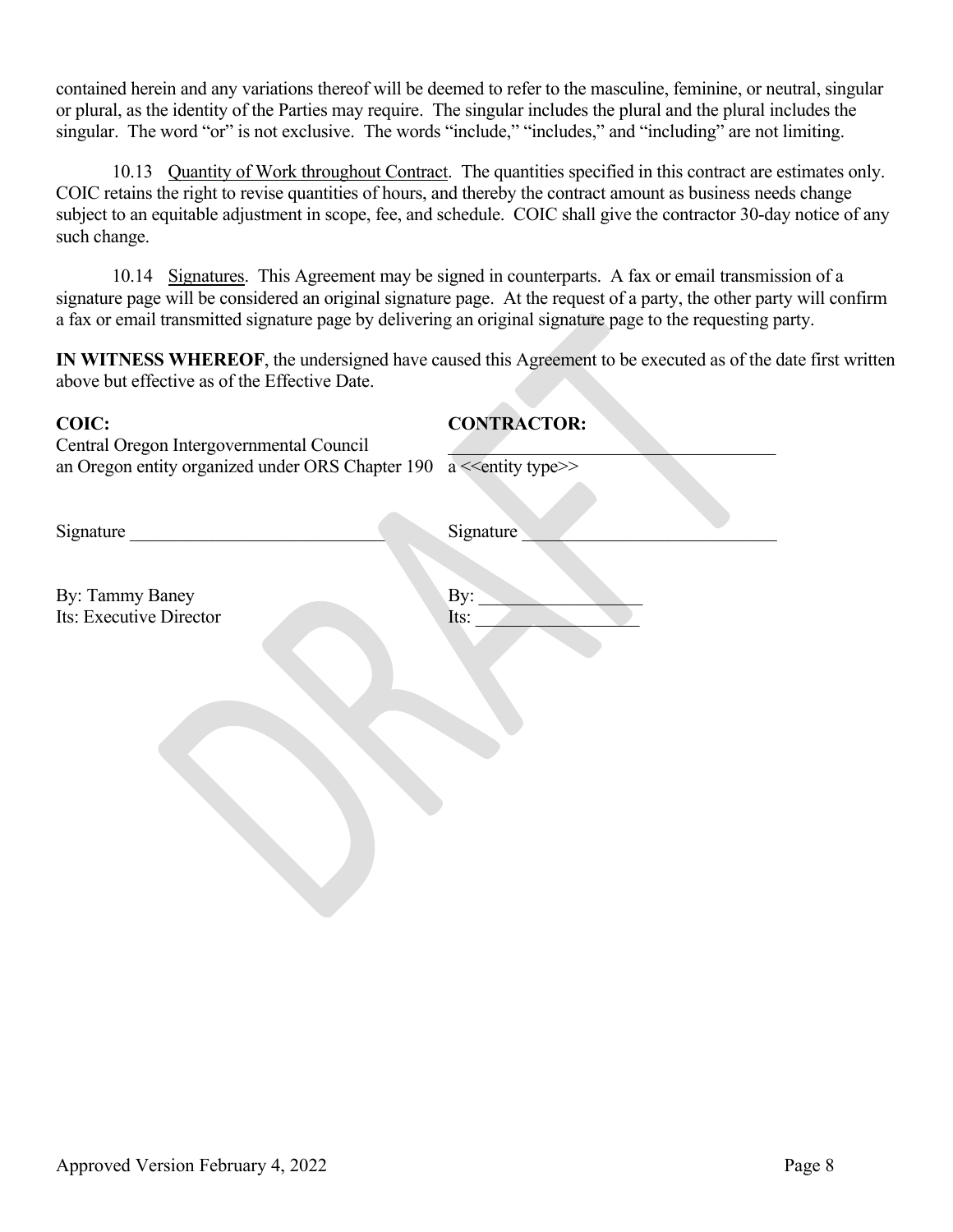contained herein and any variations thereof will be deemed to refer to the masculine, feminine, or neutral, singular or plural, as the identity of the Parties may require. The singular includes the plural and the plural includes the singular. The word "or" is not exclusive. The words "include," "includes," and "including" are not limiting.

10.13 Quantity of Work throughout Contract. The quantities specified in this contract are estimates only. COIC retains the right to revise quantities of hours, and thereby the contract amount as business needs change subject to an equitable adjustment in scope, fee, and schedule. COIC shall give the contractor 30-day notice of any such change.

10.14 Signatures. This Agreement may be signed in counterparts. A fax or email transmission of a signature page will be considered an original signature page. At the request of a party, the other party will confirm a fax or email transmitted signature page by delivering an original signature page to the requesting party.

**IN WITNESS WHEREOF**, the undersigned have caused this Agreement to be executed as of the date first written above but effective as of the Effective Date.

| **COIC:** | **CONTRACTOR:** |
|---|---|
| Central Oregon Intergovernmental Council | ___________________________________ |
| an Oregon entity organized under ORS Chapter 190 | a <<entity type>> |
| Signature ___________________________ | Signature ___________________________ |
| By: Tammy Baney | By: _________________ |
| Its: Executive Director | Its: _________________ |

DRAFT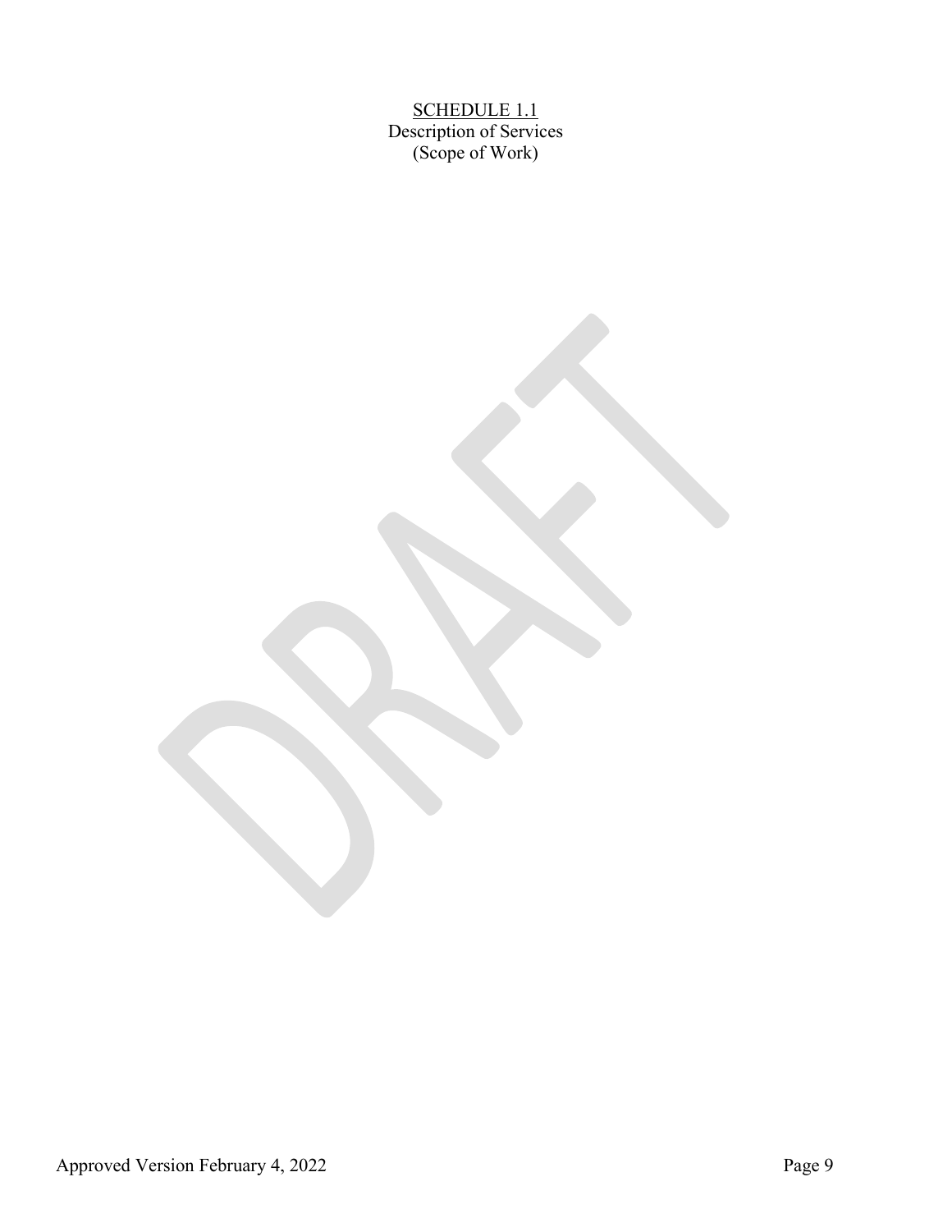<u>SCHEDULE 1.1</u>
Description of Services
(Scope of Work)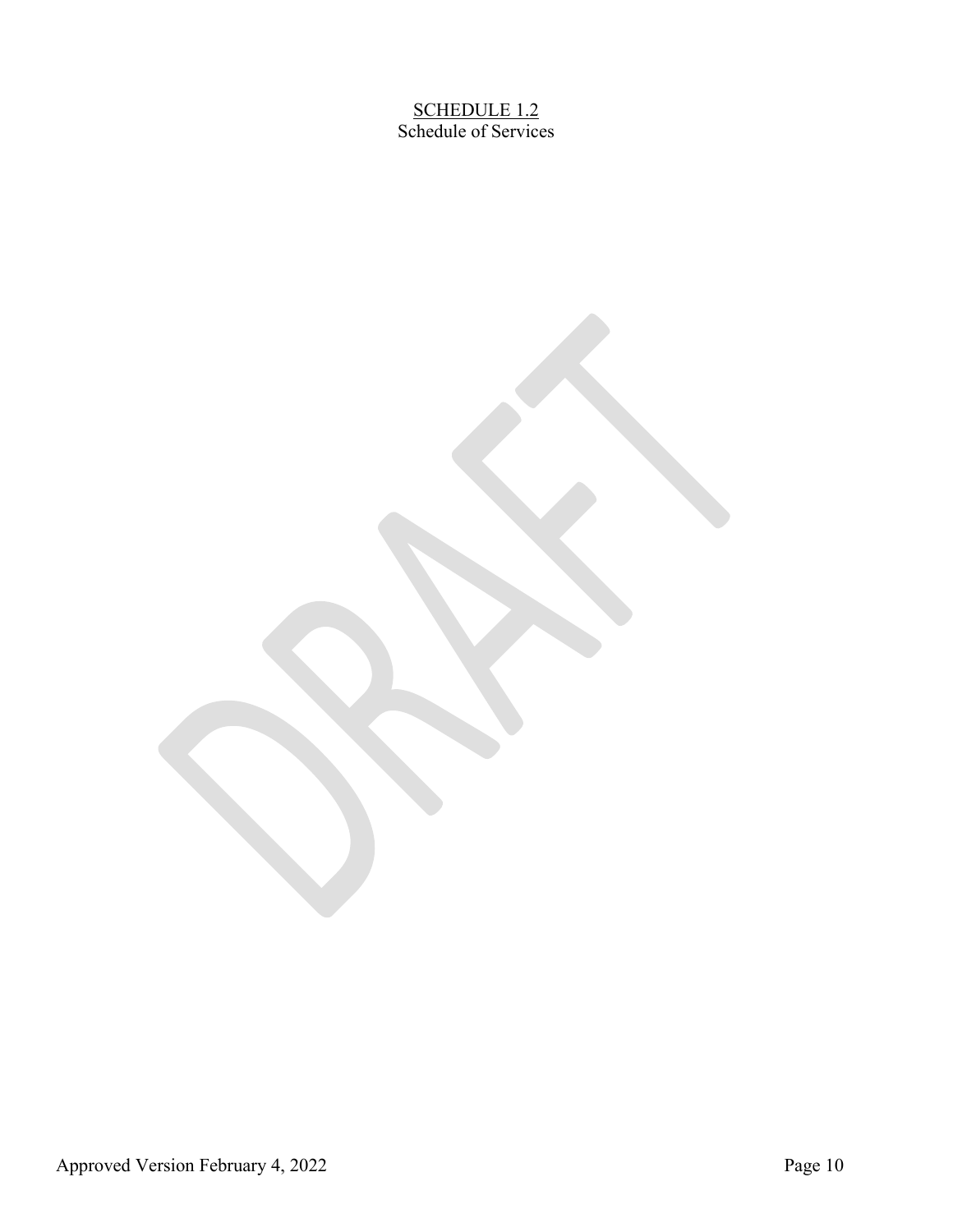SCHEDULE 1.2

Schedule of Services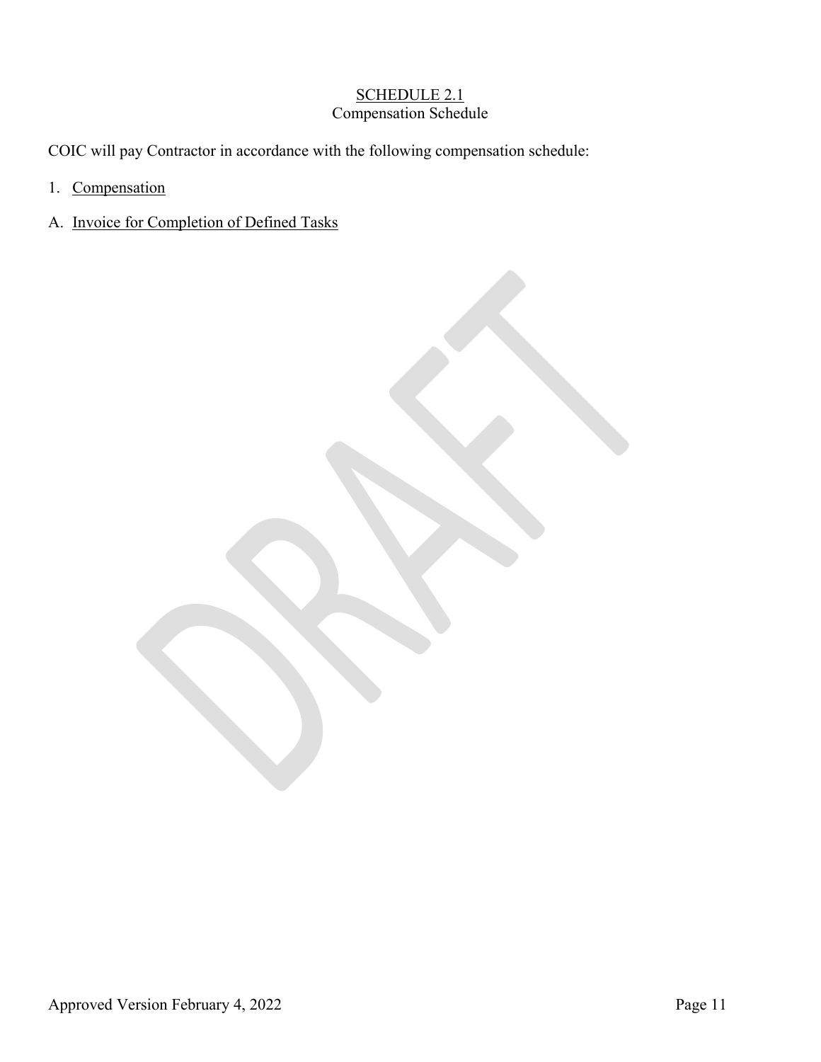# SCHEDULE 2.1

## Compensation Schedule

COIC will pay Contractor in accordance with the following compensation schedule:

1. Compensation

A. Invoice for Completion of Defined Tasks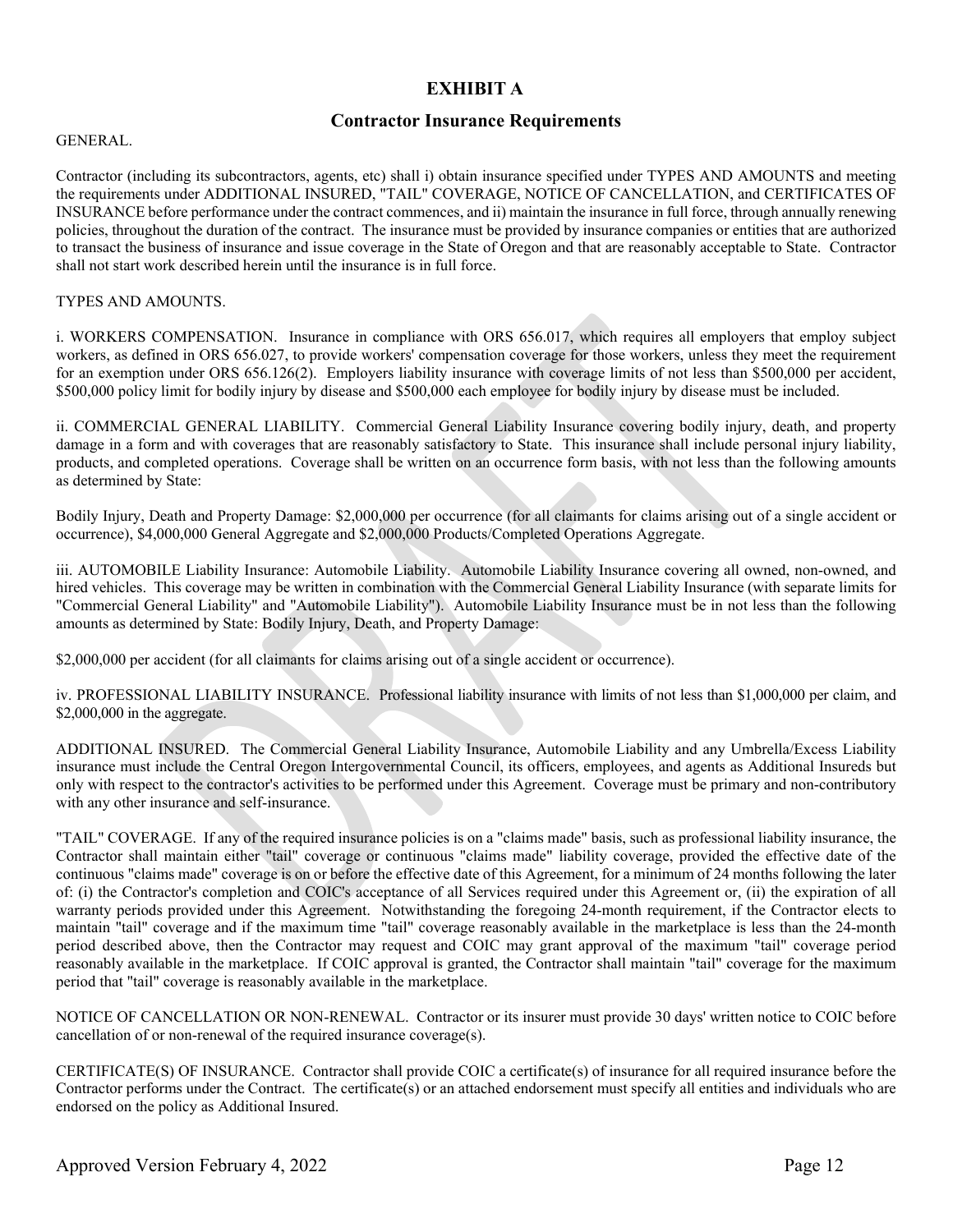# EXHIBIT A

## Contractor Insurance Requirements

GENERAL.

Contractor (including its subcontractors, agents, etc) shall i) obtain insurance specified under TYPES AND AMOUNTS and meeting the requirements under ADDITIONAL INSURED, "TAIL" COVERAGE, NOTICE OF CANCELLATION, and CERTIFICATES OF INSURANCE before performance under the contract commences, and ii) maintain the insurance in full force, through annually renewing policies, throughout the duration of the contract. The insurance must be provided by insurance companies or entities that are authorized to transact the business of insurance and issue coverage in the State of Oregon and that are reasonably acceptable to State. Contractor shall not start work described herein until the insurance is in full force.

TYPES AND AMOUNTS.

i. WORKERS COMPENSATION. Insurance in compliance with ORS 656.017, which requires all employers that employ subject workers, as defined in ORS 656.027, to provide workers' compensation coverage for those workers, unless they meet the requirement for an exemption under ORS 656.126(2). Employers liability insurance with coverage limits of not less than $500,000 per accident, $500,000 policy limit for bodily injury by disease and $500,000 each employee for bodily injury by disease must be included.

ii. COMMERCIAL GENERAL LIABILITY. Commercial General Liability Insurance covering bodily injury, death, and property damage in a form and with coverages that are reasonably satisfactory to State. This insurance shall include personal injury liability, products, and completed operations. Coverage shall be written on an occurrence form basis, with not less than the following amounts as determined by State:

Bodily Injury, Death and Property Damage: $2,000,000 per occurrence (for all claimants for claims arising out of a single accident or occurrence), $4,000,000 General Aggregate and $2,000,000 Products/Completed Operations Aggregate.

iii. AUTOMOBILE Liability Insurance: Automobile Liability. Automobile Liability Insurance covering all owned, non-owned, and hired vehicles. This coverage may be written in combination with the Commercial General Liability Insurance (with separate limits for "Commercial General Liability" and "Automobile Liability"). Automobile Liability Insurance must be in not less than the following amounts as determined by State: Bodily Injury, Death, and Property Damage:

$2,000,000 per accident (for all claimants for claims arising out of a single accident or occurrence).

iv. PROFESSIONAL LIABILITY INSURANCE. Professional liability insurance with limits of not less than $1,000,000 per claim, and $2,000,000 in the aggregate.

ADDITIONAL INSURED. The Commercial General Liability Insurance, Automobile Liability and any Umbrella/Excess Liability insurance must include the Central Oregon Intergovernmental Council, its officers, employees, and agents as Additional Insureds but only with respect to the contractor's activities to be performed under this Agreement. Coverage must be primary and non-contributory with any other insurance and self-insurance.

"TAIL" COVERAGE. If any of the required insurance policies is on a "claims made" basis, such as professional liability insurance, the Contractor shall maintain either "tail" coverage or continuous "claims made" liability coverage, provided the effective date of the continuous "claims made" coverage is on or before the effective date of this Agreement, for a minimum of 24 months following the later of: (i) the Contractor's completion and COIC's acceptance of all Services required under this Agreement or, (ii) the expiration of all warranty periods provided under this Agreement. Notwithstanding the foregoing 24-month requirement, if the Contractor elects to maintain "tail" coverage and if the maximum time "tail" coverage reasonably available in the marketplace is less than the 24-month period described above, then the Contractor may request and COIC may grant approval of the maximum "tail" coverage period reasonably available in the marketplace. If COIC approval is granted, the Contractor shall maintain "tail" coverage for the maximum period that "tail" coverage is reasonably available in the marketplace.

NOTICE OF CANCELLATION OR NON-RENEWAL. Contractor or its insurer must provide 30 days' written notice to COIC before cancellation of or non-renewal of the required insurance coverage(s).

CERTIFICATE(S) OF INSURANCE. Contractor shall provide COIC a certificate(s) of insurance for all required insurance before the Contractor performs under the Contract. The certificate(s) or an attached endorsement must specify all entities and individuals who are endorsed on the policy as Additional Insured.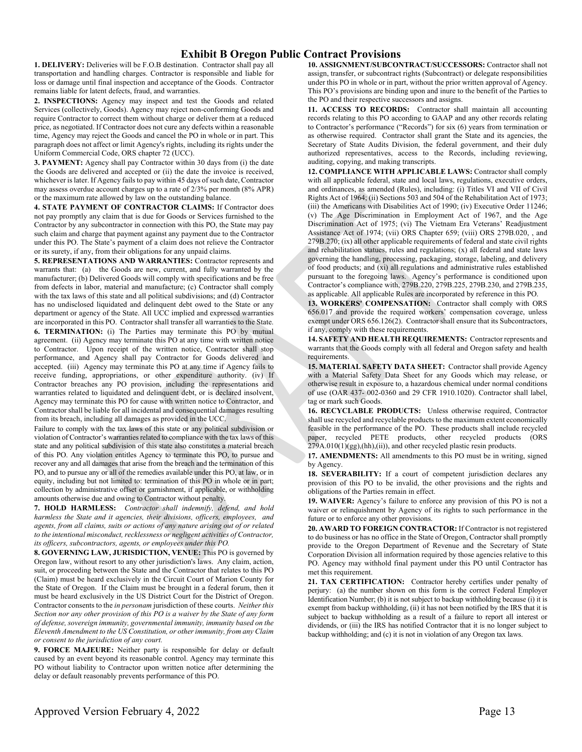# Exhibit B Oregon Public Contract Provisions

**1. DELIVERY:** Deliveries will be F.O.B destination. Contractor shall pay all transportation and handling charges. Contractor is responsible and liable for loss or damage until final inspection and acceptance of the Goods. Contractor remains liable for latent defects, fraud, and warranties.

**2. INSPECTIONS:** Agency may inspect and test the Goods and related Services (collectively, Goods). Agency may reject non-conforming Goods and require Contractor to correct them without charge or deliver them at a reduced price, as negotiated. If Contractor does not cure any defects within a reasonable time, Agency may reject the Goods and cancel the PO in whole or in part. This paragraph does not affect or limit Agency's rights, including its rights under the Uniform Commercial Code, ORS chapter 72 (UCC).

**3. PAYMENT:** Agency shall pay Contractor within 30 days from (i) the date the Goods are delivered and accepted or (ii) the date the invoice is received, whichever is later. If Agency fails to pay within 45 days of such date, Contractor may assess overdue account charges up to a rate of 2/3% per month (8% APR) or the maximum rate allowed by law on the outstanding balance.

**4. STATE PAYMENT OF CONTRACTOR CLAIMS:** If Contractor does not pay promptly any claim that is due for Goods or Services furnished to the Contractor by any subcontractor in connection with this PO, the State may pay such claim and charge that payment against any payment due to the Contractor under this PO. The State's payment of a claim does not relieve the Contractor or its surety, if any, from their obligations for any unpaid claims.

**5. REPRESENTATIONS AND WARRANTIES:** Contractor represents and warrants that: (a) the Goods are new, current, and fully warranted by the manufacturer; (b) Delivered Goods will comply with specifications and be free from defects in labor, material and manufacture; (c) Contractor shall comply with the tax laws of this state and all political subdivisions; and (d) Contractor has no undisclosed liquidated and delinquent debt owed to the State or any department or agency of the State. All UCC implied and expressed warranties are incorporated in this PO. Contractor shall transfer all warranties to the State.

**6. TERMINATION:** (i) The Parties may terminate this PO by mutual agreement. (ii) Agency may terminate this PO at any time with written notice to Contractor. Upon receipt of the written notice, Contractor shall stop performance, and Agency shall pay Contractor for Goods delivered and accepted. (iii) Agency may terminate this PO at any time if Agency fails to receive funding, appropriations, or other expenditure authority. (iv) If Contractor breaches any PO provision, including the representations and warranties related to liquidated and delinquent debt, or is declared insolvent, Agency may terminate this PO for cause with written notice to Contractor, and Contractor shall be liable for all incidental and consequential damages resulting from its breach, including all damages as provided in the UCC.

Failure to comply with the tax laws of this state or any political subdivision or violation of Contractor's warranties related to compliance with the tax laws of this state and any political subdivision of this state also constitutes a material breach of this PO. Any violation entitles Agency to terminate this PO, to pursue and recover any and all damages that arise from the breach and the termination of this PO, and to pursue any or all of the remedies available under this PO, at law, or in equity, including but not limited to: termination of this PO in whole or in part; collection by administrative offset or garnishment, if applicable, or withholding amounts otherwise due and owing to Contractor without penalty.

**7. HOLD HARMLESS:** *Contractor shall indemnify, defend, and hold harmless the State and it agencies, their divisions, officers, employees, and agents, from all claims, suits or actions of any nature arising out of or related to the intentional misconduct, recklessness or negligent activities of Contractor, its officers, subcontractors, agents, or employees under this PO.*

**8. GOVERNING LAW, JURISDICTION, VENUE:** This PO is governed by Oregon law, without resort to any other jurisdiction's laws. Any claim, action, suit, or proceeding between the State and the Contractor that relates to this PO (Claim) must be heard exclusively in the Circuit Court of Marion County for the State of Oregon. If the Claim must be brought in a federal forum, then it must be heard exclusively in the US District Court for the District of Oregon. Contractor consents to the *in personam* jurisdiction of these courts. *Neither this Section nor any other provision of this PO is a waiver by the State of any form of defense, sovereign immunity, governmental immunity, immunity based on the Eleventh Amendment to the US Constitution, or other immunity, from any Claim or consent to the jurisdiction of any court.*

**9. FORCE MAJEURE:** Neither party is responsible for delay or default caused by an event beyond its reasonable control. Agency may terminate this PO without liability to Contractor upon written notice after determining the delay or default reasonably prevents performance of this PO.

**10. ASSIGNMENT/SUBCONTRACT/SUCCESSORS:** Contractor shall not assign, transfer, or subcontract rights (Subcontract) or delegate responsibilities under this PO in whole or in part, without the prior written approval of Agency. This PO's provisions are binding upon and inure to the benefit of the Parties to the PO and their respective successors and assigns.

**11. ACCESS TO RECORDS:** Contractor shall maintain all accounting records relating to this PO according to GAAP and any other records relating to Contractor's performance ("Records") for six (6) years from termination or as otherwise required. Contractor shall grant the State and its agencies, the Secretary of State Audits Division, the federal government, and their duly authorized representatives, access to the Records, including reviewing, auditing, copying, and making transcripts.

**12. COMPLIANCE WITH APPLICABLE LAWS:** Contractor shall comply with all applicable federal, state and local laws, regulations, executive orders, and ordinances, as amended (Rules), including: (i) Titles VI and VII of Civil Rights Act of 1964; (ii) Sections 503 and 504 of the Rehabilitation Act of 1973; (iii) the Americans with Disabilities Act of 1990; (iv) Executive Order 11246; (v) The Age Discrimination in Employment Act of 1967, and the Age Discrimination Act of 1975; (vi) The Vietnam Era Veterans' Readjustment Assistance Act of 1974; (vii) ORS Chapter 659; (viii) ORS 279B.020, , and 279B.270; (ix) all other applicable requirements of federal and state civil rights and rehabilitation statues, rules and regulations; (x) all federal and state laws governing the handling, processing, packaging, storage, labeling, and delivery of food products; and (xi) all regulations and administrative rules established pursuant to the foregoing laws. Agency's performance is conditioned upon Contractor's compliance with, 279B.220, 279B.225, 279B.230, and 279B.235, as applicable. All applicable Rules are incorporated by reference in this PO.

**13. WORKERS' COMPENSATION:** Contractor shall comply with ORS 656.017 and provide the required workers' compensation coverage, unless exempt under ORS 656.126(2). Contractor shall ensure that its Subcontractors, if any, comply with these requirements.

**14. SAFETY AND HEALTH REQUIREMENTS:** Contractor represents and warrants that the Goods comply with all federal and Oregon safety and health requirements.

**15. MATERIAL SAFETY DATA SHEET:** Contractor shall provide Agency with a Material Safety Data Sheet for any Goods which may release, or otherwise result in exposure to, a hazardous chemical under normal conditions of use (OAR 437- 002-0360 and 29 CFR 1910.1020). Contractor shall label, tag or mark such Goods.

**16. RECYCLABLE PRODUCTS:** Unless otherwise required, Contractor shall use recycled and recyclable products to the maximum extent economically feasible in the performance of the PO. These products shall include recycled paper, recycled PETE products, other recycled products (ORS 279A.010(1)(gg),(hh),(ii)), and other recycled plastic resin products.

**17. AMENDMENTS:** All amendments to this PO must be in writing, signed by Agency.

**18. SEVERABILITY:** If a court of competent jurisdiction declares any provision of this PO to be invalid, the other provisions and the rights and obligations of the Parties remain in effect.

**19. WAIVER:** Agency's failure to enforce any provision of this PO is not a waiver or relinquishment by Agency of its rights to such performance in the future or to enforce any other provisions.

**20. AWARD TO FOREIGN CONTRACTOR:** If Contractor is not registered to do business or has no office in the State of Oregon, Contractor shall promptly provide to the Oregon Department of Revenue and the Secretary of State Corporation Division all information required by those agencies relative to this PO. Agency may withhold final payment under this PO until Contractor has met this requirement.

**21. TAX CERTIFICATION:** Contractor hereby certifies under penalty of perjury: (a) the number shown on this form is the correct Federal Employer Identification Number; (b) it is not subject to backup withholding because (i) it is exempt from backup withholding, (ii) it has not been notified by the IRS that it is subject to backup withholding as a result of a failure to report all interest or dividends, or (iii) the IRS has notified Contractor that it is no longer subject to backup withholding; and (c) it is not in violation of any Oregon tax laws.

Approved Version February 4, 2022